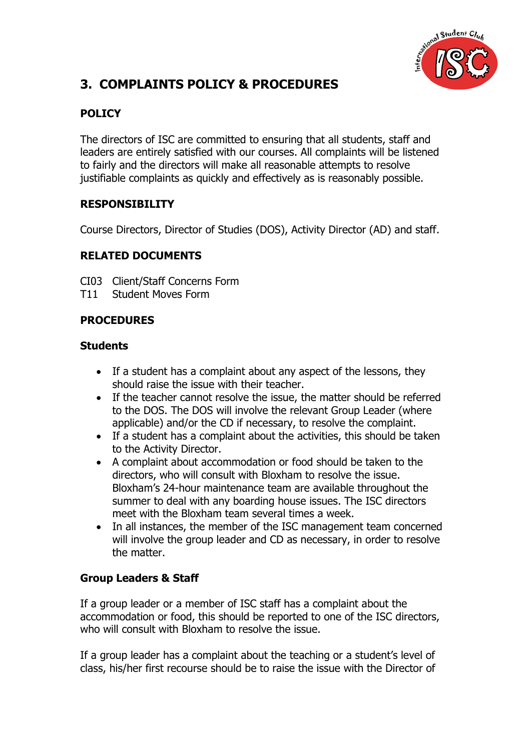# 3. COMPLAINTS POLICY & PROCEDURES

## POLICY

The directors of ISC are committed to ensuring that all students, staff and leaders are entirely satisfied with our courses. All complaints will be listened to fairly and the directors will make all reasonable attempts to resolve justifiable complaints as quickly and effectively as is reasonably possible.

## RESPONSIBILITY

Course Directors, Director of Studies (DOS), Activity Director (AD) and staff.

## RELATED DOCUMENTS

CI03 Client/Staff Concerns Form
T11 Student Moves Form

## PROCEDURES

### Students

- If a student has a complaint about any aspect of the lessons, they should raise the issue with their teacher.
- If the teacher cannot resolve the issue, the matter should be referred to the DOS. The DOS will involve the relevant Group Leader (where applicable) and/or the CD if necessary, to resolve the complaint.
- If a student has a complaint about the activities, this should be taken to the Activity Director.
- A complaint about accommodation or food should be taken to the directors, who will consult with Bloxham to resolve the issue. Bloxham's 24-hour maintenance team are available throughout the summer to deal with any boarding house issues. The ISC directors meet with the Bloxham team several times a week.
- In all instances, the member of the ISC management team concerned will involve the group leader and CD as necessary, in order to resolve the matter.

### Group Leaders & Staff

If a group leader or a member of ISC staff has a complaint about the accommodation or food, this should be reported to one of the ISC directors, who will consult with Bloxham to resolve the issue.

If a group leader has a complaint about the teaching or a student's level of class, his/her first recourse should be to raise the issue with the Director of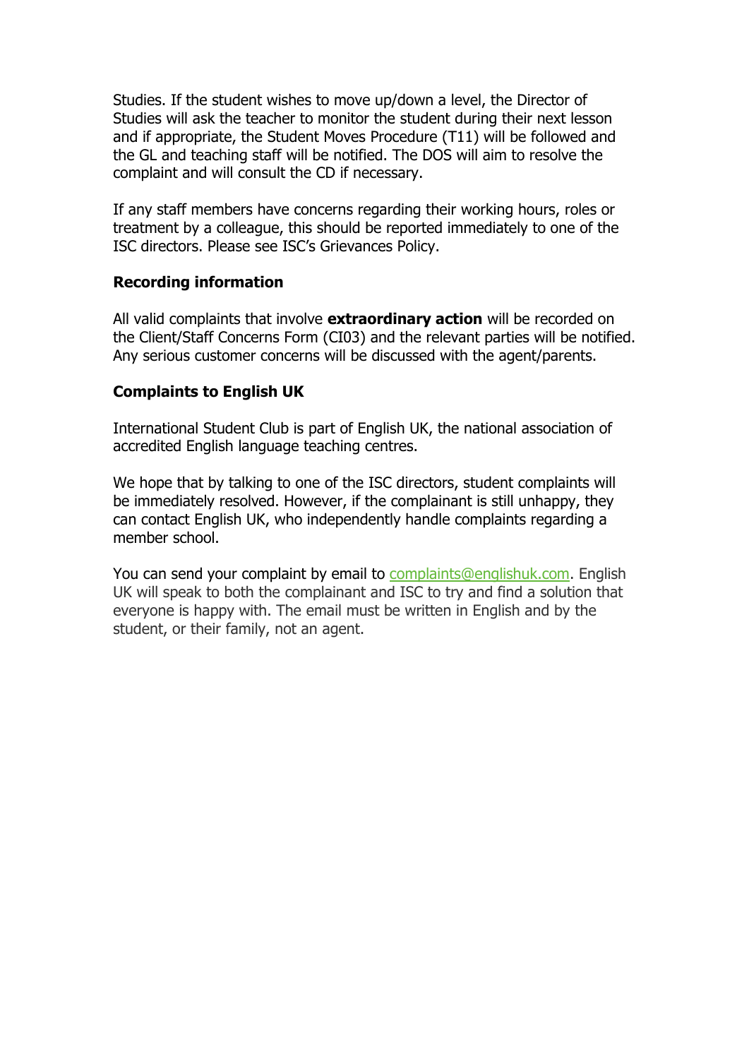Studies. If the student wishes to move up/down a level, the Director of Studies will ask the teacher to monitor the student during their next lesson and if appropriate, the Student Moves Procedure (T11) will be followed and the GL and teaching staff will be notified. The DOS will aim to resolve the complaint and will consult the CD if necessary.

If any staff members have concerns regarding their working hours, roles or treatment by a colleague, this should be reported immediately to one of the ISC directors. Please see ISC's Grievances Policy.

### Recording information

All valid complaints that involve **extraordinary action** will be recorded on the Client/Staff Concerns Form (CI03) and the relevant parties will be notified. Any serious customer concerns will be discussed with the agent/parents.

### Complaints to English UK

International Student Club is part of English UK, the national association of accredited English language teaching centres.

We hope that by talking to one of the ISC directors, student complaints will be immediately resolved. However, if the complainant is still unhappy, they can contact English UK, who independently handle complaints regarding a member school.

You can send your complaint by email to complaints@englishuk.com. English UK will speak to both the complainant and ISC to try and find a solution that everyone is happy with. The email must be written in English and by the student, or their family, not an agent.